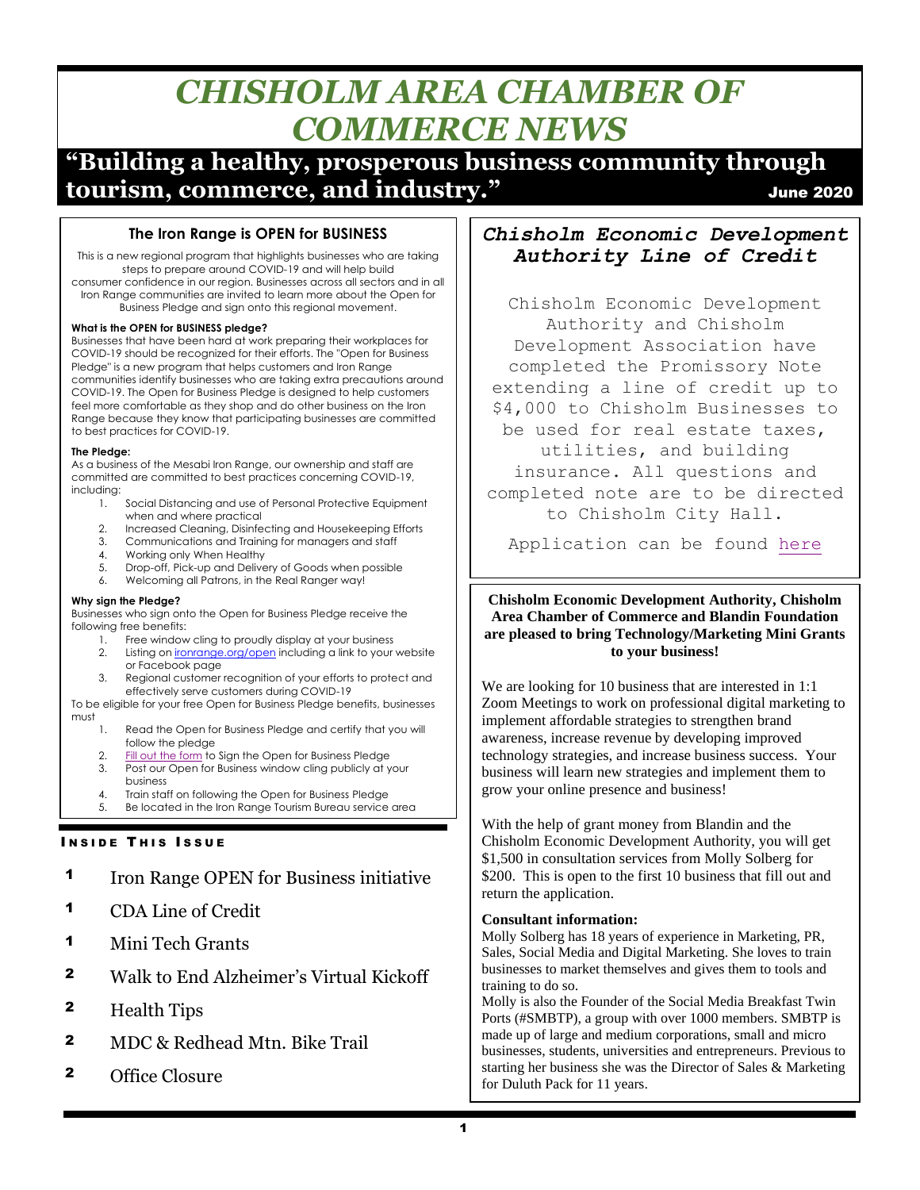# CHISHOLM AREA CHAMBER OF COMMERCE NEWS

## "Building a healthy, prosperous business community through tourism, commerce, and industry."

June 2020

### The Iron Range is OPEN for BUSINESS

This is a new regional program that highlights businesses who are taking steps to prepare around COVID-19 and will help build consumer confidence in our region. Businesses across all sectors and in all Iron Range communities are invited to learn more about the Open for Business Pledge and sign onto this regional movement.

**What is the OPEN for BUSINESS pledge?**

Businesses that have been hard at work preparing their workplaces for COVID-19 should be recognized for their efforts. The "Open for Business Pledge" is a new program that helps customers and Iron Range communities identify businesses who are taking extra precautions around COVID-19. The Open for Business Pledge is designed to help customers feel more comfortable as they shop and do other business on the Iron Range because they know that participating businesses are committed to best practices for COVID-19.

**The Pledge:**

As a business of the Mesabi Iron Range, our ownership and staff are committed are committed to best practices concerning COVID-19, including:

1. Social Distancing and use of Personal Protective Equipment when and where practical
2. Increased Cleaning, Disinfecting and Housekeeping Efforts
3. Communications and Training for managers and staff
4. Working only When Healthy
5. Drop-off, Pick-up and Delivery of Goods when possible
6. Welcoming all Patrons, in the Real Ranger way!

**Why sign the Pledge?**

Businesses who sign onto the Open for Business Pledge receive the following free benefits:

1. Free window cling to proudly display at your business
2. Listing on ironrange.org/open including a link to your website or Facebook page
3. Regional customer recognition of your efforts to protect and effectively serve customers during COVID-19

To be eligible for your free Open for Business Pledge benefits, businesses must

1. Read the Open for Business Pledge and certify that you will follow the pledge
2. Fill out the form to Sign the Open for Business Pledge
3. Post our Open for Business window cling publicly at your business
4. Train staff on following the Open for Business Pledge
5. Be located in the Iron Range Tourism Bureau service area

### INSIDE THIS ISSUE

- 1 Iron Range OPEN for Business initiative
- 1 CDA Line of Credit
- 1 Mini Tech Grants
- 2 Walk to End Alzheimer's Virtual Kickoff
- 2 Health Tips
- 2 MDC & Redhead Mtn. Bike Trail
- 2 Office Closure

### *Chisholm Economic Development Authority Line of Credit*

Chisholm Economic Development Authority and Chisholm Development Association have completed the Promissory Note extending a line of credit up to $4,000 to Chisholm Businesses to be used for real estate taxes, utilities, and building insurance. All questions and completed note are to be directed to Chisholm City Hall.

Application can be found here

### Chisholm Economic Development Authority, Chisholm Area Chamber of Commerce and Blandin Foundation are pleased to bring Technology/Marketing Mini Grants to your business!

We are looking for 10 business that are interested in 1:1 Zoom Meetings to work on professional digital marketing to implement affordable strategies to strengthen brand awareness, increase revenue by developing improved technology strategies, and increase business success. Your business will learn new strategies and implement them to grow your online presence and business!

With the help of grant money from Blandin and the Chisholm Economic Development Authority, you will get $1,500 in consultation services from Molly Solberg for $200. This is open to the first 10 business that fill out and return the application.

**Consultant information:**

Molly Solberg has 18 years of experience in Marketing, PR, Sales, Social Media and Digital Marketing. She loves to train businesses to market themselves and gives them to tools and training to do so.

Molly is also the Founder of the Social Media Breakfast Twin Ports (#SMBTP), a group with over 1000 members. SMBTP is made up of large and medium corporations, small and micro businesses, students, universities and entrepreneurs. Previous to starting her business she was the Director of Sales & Marketing for Duluth Pack for 11 years.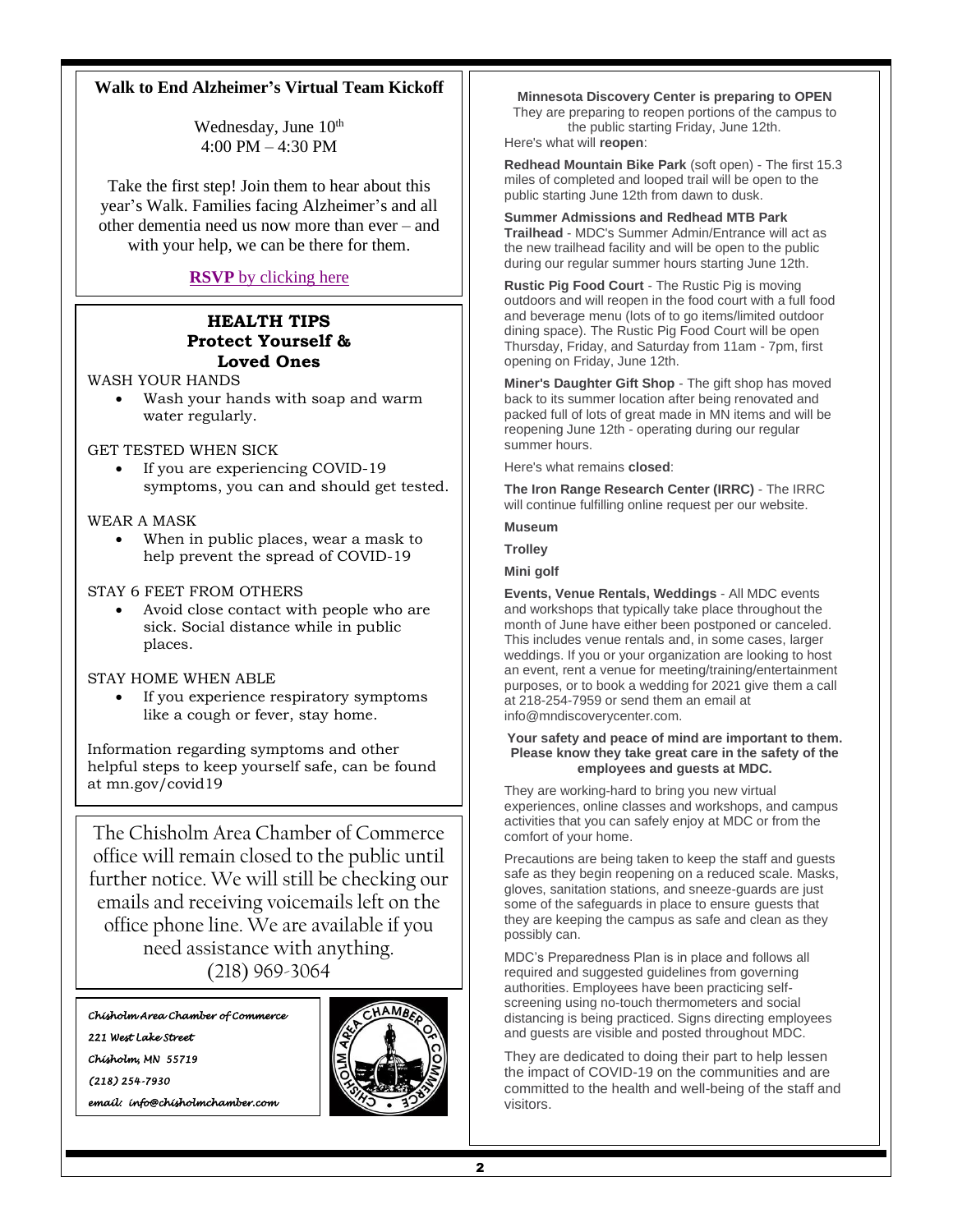## Walk to End Alzheimer's Virtual Team Kickoff

Wednesday, June 10th
4:00 PM – 4:30 PM

Take the first step! Join them to hear about this year's Walk. Families facing Alzheimer's and all other dementia need us now more than ever – and with your help, we can be there for them.

**RSVP** by clicking here

## HEALTH TIPS
## Protect Yourself & Loved Ones

WASH YOUR HANDS

- Wash your hands with soap and warm water regularly.

GET TESTED WHEN SICK

- If you are experiencing COVID-19 symptoms, you can and should get tested.

WEAR A MASK

- When in public places, wear a mask to help prevent the spread of COVID-19

STAY 6 FEET FROM OTHERS

- Avoid close contact with people who are sick. Social distance while in public places.

STAY HOME WHEN ABLE

- If you experience respiratory symptoms like a cough or fever, stay home.

Information regarding symptoms and other helpful steps to keep yourself safe, can be found at mn.gov/covid19

The Chisholm Area Chamber of Commerce office will remain closed to the public until further notice. We will still be checking our emails and receiving voicemails left on the office phone line. We are available if you need assistance with anything.
(218) 969-3064

*Chisholm Area Chamber of Commerce*
*221 West Lake Street*
*Chisholm, MN 55719*
*(218) 254-7930*
*email: info@chisholmchamber.com*

**Minnesota Discovery Center is preparing to OPEN**

They are preparing to reopen portions of the campus to the public starting Friday, June 12th.

Here's what will **reopen**:

**Redhead Mountain Bike Park** (soft open) - The first 15.3 miles of completed and looped trail will be open to the public starting June 12th from dawn to dusk.

**Summer Admissions and Redhead MTB Park Trailhead** - MDC's Summer Admin/Entrance will act as the new trailhead facility and will be open to the public during our regular summer hours starting June 12th.

**Rustic Pig Food Court** - The Rustic Pig is moving outdoors and will reopen in the food court with a full food and beverage menu (lots of to go items/limited outdoor dining space). The Rustic Pig Food Court will be open Thursday, Friday, and Saturday from 11am - 7pm, first opening on Friday, June 12th.

**Miner's Daughter Gift Shop** - The gift shop has moved back to its summer location after being renovated and packed full of lots of great made in MN items and will be reopening June 12th - operating during our regular summer hours.

Here's what remains **closed**:

**The Iron Range Research Center (IRRC)** - The IRRC will continue fulfilling online request per our website.

**Museum**

**Trolley**

**Mini golf**

**Events, Venue Rentals, Weddings** - All MDC events and workshops that typically take place throughout the month of June have either been postponed or canceled. This includes venue rentals and, in some cases, larger weddings. If you or your organization are looking to host an event, rent a venue for meeting/training/entertainment purposes, or to book a wedding for 2021 give them a call at 218-254-7959 or send them an email at info@mndiscoverycenter.com.

**Your safety and peace of mind are important to them. Please know they take great care in the safety of the employees and guests at MDC.**

They are working-hard to bring you new virtual experiences, online classes and workshops, and campus activities that you can safely enjoy at MDC or from the comfort of your home.

Precautions are being taken to keep the staff and guests safe as they begin reopening on a reduced scale. Masks, gloves, sanitation stations, and sneeze-guards are just some of the safeguards in place to ensure guests that they are keeping the campus as safe and clean as they possibly can.

MDC's Preparedness Plan is in place and follows all required and suggested guidelines from governing authorities. Employees have been practicing self-screening using no-touch thermometers and social distancing is being practiced. Signs directing employees and guests are visible and posted throughout MDC.

They are dedicated to doing their part to help lessen the impact of COVID-19 on the communities and are committed to the health and well-being of the staff and visitors.